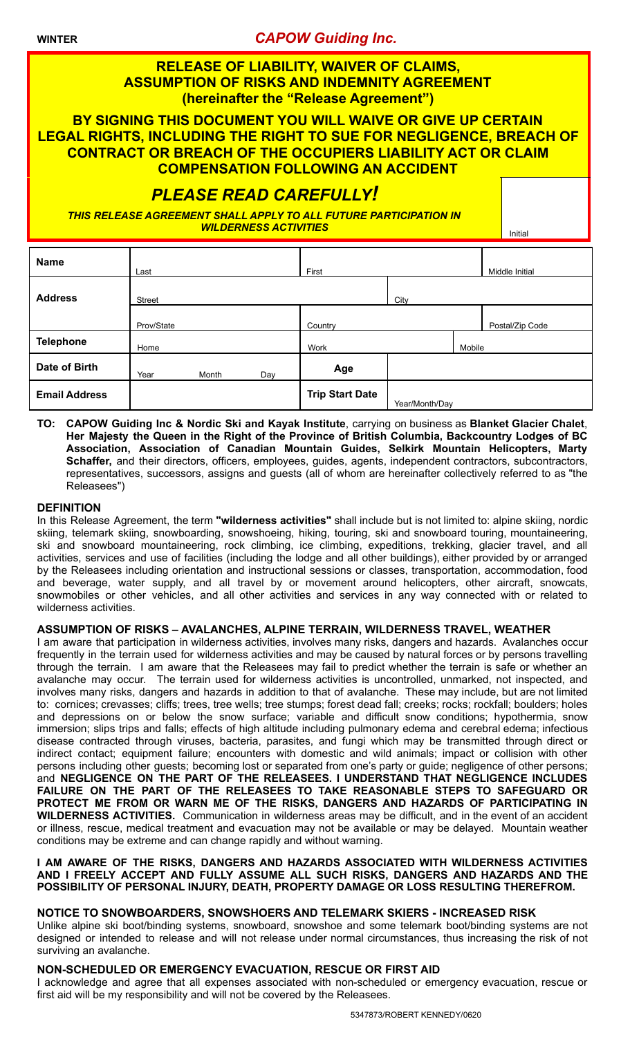**WINTER** ***CAPOW Guiding Inc.***

## RELEASE OF LIABILITY, WAIVER OF CLAIMS, ASSUMPTION OF RISKS AND INDEMNITY AGREEMENT (hereinafter the "Release Agreement")

**BY SIGNING THIS DOCUMENT YOU WILL WAIVE OR GIVE UP CERTAIN LEGAL RIGHTS, INCLUDING THE RIGHT TO SUE FOR NEGLIGENCE, BREACH OF CONTRACT OR BREACH OF THE OCCUPIERS LIABILITY ACT OR CLAIM COMPENSATION FOLLOWING AN ACCIDENT**

## *PLEASE READ CAREFULLY!*

***THIS RELEASE AGREEMENT SHALL APPLY TO ALL FUTURE PARTICIPATION IN WILDERNESS ACTIVITIES***

Initial

| | | | | | |
|---|---|---|---|---|---|
| **Name** | Last | First | | | Middle Initial |
| **Address** | Street | | City | | |
| | Prov/State | Country | | | Postal/Zip Code |
| **Telephone** | Home | Work | | Mobile | |
| **Date of Birth** | Year Month Day | **Age** | | | |
| **Email Address** | | **Trip Start Date** | Year/Month/Day | | |

**TO: CAPOW Guiding Inc & Nordic Ski and Kayak Institute**, carrying on business as **Blanket Glacier Chalet**, **Her Majesty the Queen in the Right of the Province of British Columbia, Backcountry Lodges of BC Association, Association of Canadian Mountain Guides, Selkirk Mountain Helicopters, Marty Schaffer,** and their directors, officers, employees, guides, agents, independent contractors, subcontractors, representatives, successors, assigns and guests (all of whom are hereinafter collectively referred to as "the Releasees")

### DEFINITION

In this Release Agreement, the term **"wilderness activities"** shall include but is not limited to: alpine skiing, nordic skiing, telemark skiing, snowboarding, snowshoeing, hiking, touring, ski and snowboard touring, mountaineering, ski and snowboard mountaineering, rock climbing, ice climbing, expeditions, trekking, glacier travel, and all activities, services and use of facilities (including the lodge and all other buildings), either provided by or arranged by the Releasees including orientation and instructional sessions or classes, transportation, accommodation, food and beverage, water supply, and all travel by or movement around helicopters, other aircraft, snowcats, snowmobiles or other vehicles, and all other activities and services in any way connected with or related to wilderness activities.

### ASSUMPTION OF RISKS – AVALANCHES, ALPINE TERRAIN, WILDERNESS TRAVEL, WEATHER

I am aware that participation in wilderness activities, involves many risks, dangers and hazards. Avalanches occur frequently in the terrain used for wilderness activities and may be caused by natural forces or by persons travelling through the terrain. I am aware that the Releasees may fail to predict whether the terrain is safe or whether an avalanche may occur. The terrain used for wilderness activities is uncontrolled, unmarked, not inspected, and involves many risks, dangers and hazards in addition to that of avalanche. These may include, but are not limited to: cornices; crevasses; cliffs; trees, tree wells; tree stumps; forest dead fall; creeks; rocks; rockfall; boulders; holes and depressions on or below the snow surface; variable and difficult snow conditions; hypothermia, snow immersion; slips trips and falls; effects of high altitude including pulmonary edema and cerebral edema; infectious disease contracted through viruses, bacteria, parasites, and fungi which may be transmitted through direct or indirect contact; equipment failure; encounters with domestic and wild animals; impact or collision with other persons including other guests; becoming lost or separated from one's party or guide; negligence of other persons; and **NEGLIGENCE ON THE PART OF THE RELEASEES. I UNDERSTAND THAT NEGLIGENCE INCLUDES FAILURE ON THE PART OF THE RELEASEES TO TAKE REASONABLE STEPS TO SAFEGUARD OR PROTECT ME FROM OR WARN ME OF THE RISKS, DANGERS AND HAZARDS OF PARTICIPATING IN WILDERNESS ACTIVITIES.** Communication in wilderness areas may be difficult, and in the event of an accident or illness, rescue, medical treatment and evacuation may not be available or may be delayed. Mountain weather conditions may be extreme and can change rapidly and without warning.

**I AM AWARE OF THE RISKS, DANGERS AND HAZARDS ASSOCIATED WITH WILDERNESS ACTIVITIES AND I FREELY ACCEPT AND FULLY ASSUME ALL SUCH RISKS, DANGERS AND HAZARDS AND THE POSSIBILITY OF PERSONAL INJURY, DEATH, PROPERTY DAMAGE OR LOSS RESULTING THEREFROM.**

### NOTICE TO SNOWBOARDERS, SNOWSHOERS AND TELEMARK SKIERS - INCREASED RISK

Unlike alpine ski boot/binding systems, snowboard, snowshoe and some telemark boot/binding systems are not designed or intended to release and will not release under normal circumstances, thus increasing the risk of not surviving an avalanche.

### NON-SCHEDULED OR EMERGENCY EVACUATION, RESCUE OR FIRST AID

I acknowledge and agree that all expenses associated with non-scheduled or emergency evacuation, rescue or first aid will be my responsibility and will not be covered by the Releasees.

5347873/ROBERT KENNEDY/0620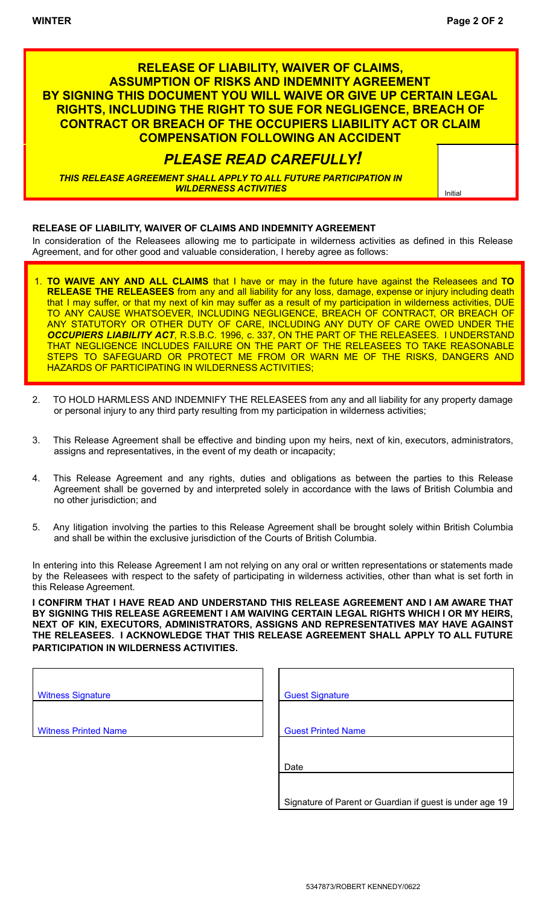## RELEASE OF LIABILITY, WAIVER OF CLAIMS, ASSUMPTION OF RISKS AND INDEMNITY AGREEMENT

**BY SIGNING THIS DOCUMENT YOU WILL WAIVE OR GIVE UP CERTAIN LEGAL RIGHTS, INCLUDING THE RIGHT TO SUE FOR NEGLIGENCE, BREACH OF CONTRACT OR BREACH OF THE OCCUPIERS LIABILITY ACT OR CLAIM COMPENSATION FOLLOWING AN ACCIDENT**

***PLEASE READ CAREFULLY!***

***THIS RELEASE AGREEMENT SHALL APPLY TO ALL FUTURE PARTICIPATION IN WILDERNESS ACTIVITIES***

Initial

**RELEASE OF LIABILITY, WAIVER OF CLAIMS AND INDEMNITY AGREEMENT**

In consideration of the Releasees allowing me to participate in wilderness activities as defined in this Release Agreement, and for other good and valuable consideration, I hereby agree as follows:

1. **TO WAIVE ANY AND ALL CLAIMS** that I have or may in the future have against the Releasees and **TO RELEASE THE RELEASEES** from any and all liability for any loss, damage, expense or injury including death that I may suffer, or that my next of kin may suffer as a result of my participation in wilderness activities, DUE TO ANY CAUSE WHATSOEVER, INCLUDING NEGLIGENCE, BREACH OF CONTRACT, OR BREACH OF ANY STATUTORY OR OTHER DUTY OF CARE, INCLUDING ANY DUTY OF CARE OWED UNDER THE ***OCCUPIERS LIABILITY ACT***, R.S.B.C. 1996, c. 337, ON THE PART OF THE RELEASEES. I UNDERSTAND THAT NEGLIGENCE INCLUDES FAILURE ON THE PART OF THE RELEASEES TO TAKE REASONABLE STEPS TO SAFEGUARD OR PROTECT ME FROM OR WARN ME OF THE RISKS, DANGERS AND HAZARDS OF PARTICIPATING IN WILDERNESS ACTIVITIES;

2. TO HOLD HARMLESS AND INDEMNIFY THE RELEASEES from any and all liability for any property damage or personal injury to any third party resulting from my participation in wilderness activities;

3. This Release Agreement shall be effective and binding upon my heirs, next of kin, executors, administrators, assigns and representatives, in the event of my death or incapacity;

4. This Release Agreement and any rights, duties and obligations as between the parties to this Release Agreement shall be governed by and interpreted solely in accordance with the laws of British Columbia and no other jurisdiction; and

5. Any litigation involving the parties to this Release Agreement shall be brought solely within British Columbia and shall be within the exclusive jurisdiction of the Courts of British Columbia.

In entering into this Release Agreement I am not relying on any oral or written representations or statements made by the Releasees with respect to the safety of participating in wilderness activities, other than what is set forth in this Release Agreement.

**I CONFIRM THAT I HAVE READ AND UNDERSTAND THIS RELEASE AGREEMENT AND I AM AWARE THAT BY SIGNING THIS RELEASE AGREEMENT I AM WAIVING CERTAIN LEGAL RIGHTS WHICH I OR MY HEIRS, NEXT OF KIN, EXECUTORS, ADMINISTRATORS, ASSIGNS AND REPRESENTATIVES MAY HAVE AGAINST THE RELEASEES. I ACKNOWLEDGE THAT THIS RELEASE AGREEMENT SHALL APPLY TO ALL FUTURE PARTICIPATION IN WILDERNESS ACTIVITIES.**

Witness Signature

Witness Printed Name

Guest Signature

Guest Printed Name

Date

Signature of Parent or Guardian if guest is under age 19

5347873/ROBERT KENNEDY/0622